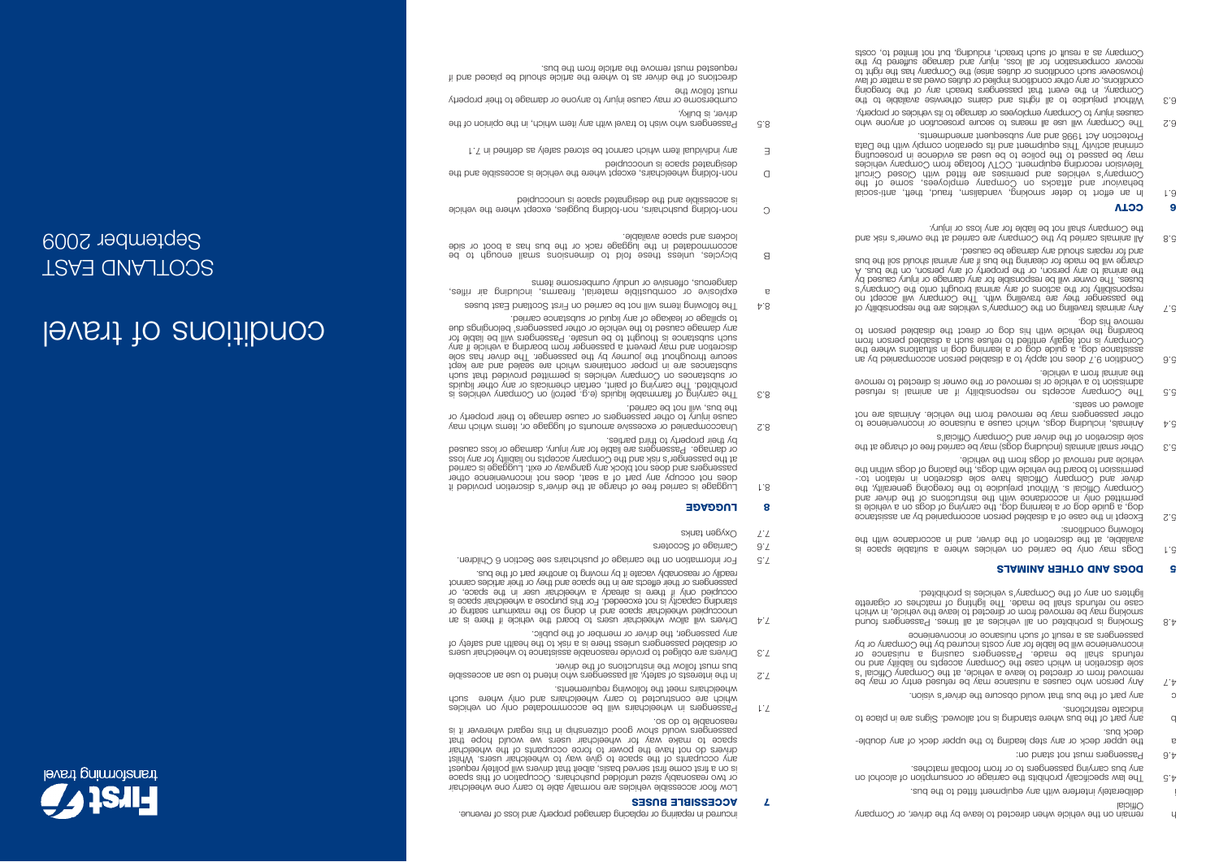**First** transforming travel

# conditions of travel

SCOTLAND EAST
September 2009

h remain on the vehicle when directed to leave by the driver, or Company Official

i deliberately interfere with any equipment fitted to the bus.

4.5 The law specifically prohibits the carriage of alcohol on any bus carrying passengers to or from football matches.

4.6 Passengers must not stand on:

a the upper deck or any step leading to the upper deck of any double-deck bus.

b any part of the bus where standing is not allowed. Signs are in place to indicate restrictions.

c any part of the bus that would obscure the driver's vision.

4.7 Any person who causes a nuisance may be refused entry or may be removed from or directed to leave a vehicle, at the Company Official's sole discretion in which case the Company accepts no liability and no refunds shall be made. Passengers causing a nuisance or inconvenience will be liable for any costs incurred by the Company or by passengers as a result of such nuisance or inconvenience.

4.8 Smoking is prohibited on all vehicles at all times. Passengers found smoking may be removed from or directed to leave the vehicle, in which case no refunds shall be made. The lighting of matches or cigarette lighters on any of the Company's vehicles is prohibited.

## 5 DOGS AND OTHER ANIMALS

5.1 Dogs may only be carried on vehicles where a suitable space is available, at the discretion of the driver, and in accordance with the following conditions:

5.2 Except in the case of a disabled person accompanied by an assistance dog, a guide dog or a learning dog, the carrying of dogs on a vehicle is permitted only in accordance with the instructions of the driver and Company Official s. Without prejudice to the foregoing generality, the driver and Company Officials have sole discretion in relation to:- permission to board the vehicle with dogs, the placing of dogs within the vehicle and removal of dogs from the vehicle.

5.3 Other small animals (including dogs) may be carried free of charge at the sole discretion of the driver and Company Official's

5.4 Animals, including dogs, which cause a nuisance or inconvenience to other passengers may be removed from the vehicle. Animals are not allowed on seats.

5.5 The Company accepts no responsibility if an animal is refused admission to a vehicle or is removed or the owner is directed to remove the animal from a vehicle.

5.6 Condition 9.7 does not apply to a disabled person accompanied by an assistance dog, a guide dog or a learning dog in situations where the Company is not legally entitled to refuse such a disabled person from boarding the vehicle with his dog or direct the disabled person to remove his dog.

5.7 Any animals travelling on the Company's vehicles are the responsibility of the passenger they are travelling with. The Company will accept no responsibility for the actions of any animal brought onto the Company's buses. The owner will be responsible for any damage or injury caused by the animal to any person, or the property of any person, on the bus. A charge will be made for cleaning the bus if any animal should soil the bus and for repairs should any damage be caused.

5.8 All animals carried by the Company are carried at the owner's risk and the Company shall not be liable for any loss or injury.

## 6 CCTV

6.1 In an effort to deter smoking, vandalism, fraud, theft, anti-social behaviour and attacks on Company employees, some of the Company's vehicles and premises are fitted with Closed Circuit Television recording equipment. CCTV footage from Company vehicles may be passed to the police to be used as evidence in prosecuting criminal activity. This equipment and its operation comply with the Data Protection Act 1998 and any subsequent amendments.

6.2 The Company will use all means to secure prosecution of anyone who causes injury to Company employees or damage to its vehicles or property.

6.3 Without prejudice to all rights and claims otherwise available to the Company, in the event that passengers breach any of the foregoing conditions, or any other conditions implied or duties owed as a matter of law (howsoever such conditions or duties arise) the Company has the right to recover compensation for all loss, injury and damage suffered by the Company as a result of such breach, including, but not limited to, costs incurred in repairing or replacing damaged property and loss of revenue.

## 7 ACCESSIBLE BUSES

Low floor accessible vehicles are normally able to carry one wheelchair or two reasonably sized unfolded pushchairs. Occupation of this space is on a first come first served basis, albeit that drivers will politely request any occupants of the space to give way to wheelchair users. Whilst drivers do not have the power to force occupants of the wheelchair space to make way for wheelchair users we would hope that passengers would show good citizenship in this regard wherever it is reasonable to do so.

7.1 Passengers in wheelchairs will be accommodated only on vehicles which are constructed to carry wheelchairs and only where such wheelchairs meet the following requirements.

7.2 In the interests of safety, all passengers who intend to use an accessible bus must follow the instructions of the driver.

7.3 Drivers are obliged to provide reasonable assistance to wheelchair users or disabled passengers unless there is a risk to the health and safety of any passenger, the driver or member of the public.

7.4 Drivers will allow wheelchair users to board the vehicle if there is an unoccupied wheelchair space and in doing so the maximum seating or standing capacity is not exceeded. For this purpose a wheelchair space is occupied only if there is already a wheelchair user in the space, or passengers or their effects are in the space and they or their articles cannot readily or reasonably vacate it by moving to another part of the bus.

7.5 For information on the carriage of pushchairs see Section 6 Children.

7.6 Carriage of Scooters

7.7 Oxygen tanks

## 8 LUGGAGE

8.1 Luggage is carried free of charge at the driver's discretion provided it does not occupy any part of a seat, does not inconvenience other passengers and does not block any gangway or exit. Luggage is carried at the passenger's risk and the Company accepts no liability for any loss or damage. Passengers are liable for any injury, damage or loss caused by their property to third parties.

8.2 Unaccompanied or excessive amounts of luggage or, items which may cause injury to other passengers or cause damage to their property or the bus, will not be carried.

8.3 The carrying of flammable liquids (e.g. petrol) on Company vehicles is prohibited. The carrying of paint, certain chemicals or any other liquids or substances on Company vehicles is permitted provided that such substances are in proper containers which are sealed and are kept secure throughout the journey by the passenger. The driver has sole discretion and may prevent a passenger from boarding a vehicle if any such substance is thought to be unsafe. Passengers will be liable for any damage caused to the vehicle or other passengers' belongings due to spillage or leakage of any liquid or substance carried.

8.4 The following items will not be carried on First Scotland East buses

a explosive or combustible material, firearms, including air rifles, dangerous, offensive or unduly cumbersome items

B bicycles, unless these fold to dimensions small enough to be accommodated in the luggage rack or the bus has a boot or side lockers and space available.

C non-folding pushchairs, non-folding buggies, except where the vehicle is accessible and the designated space is unoccupied

D non-folding wheelchairs, except where the vehicle is accessible and the designated space is unoccupied

E any individual item which cannot be stored safely as defined in 7.1

8.5 Passengers who wish to travel with any item which, in the opinion of the driver, is bulky, cumbersome or may cause injury to anyone or damage to their property must follow the directions of the driver as to where the article should be placed and if requested must remove the article from the bus.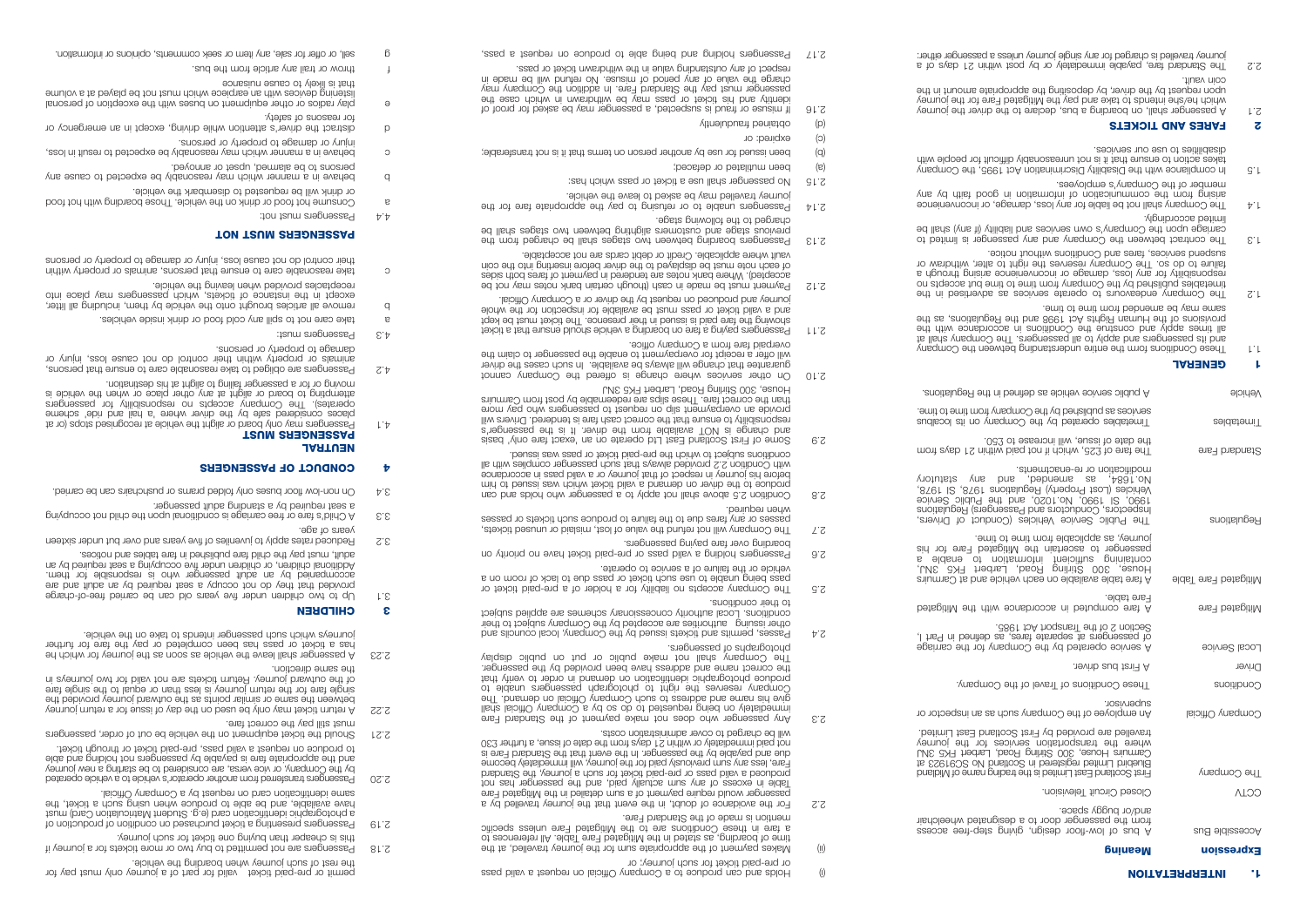# 1. INTERPRETATION

| Expression | Meaning |
|---|---|
| Accessible Bus | A bus of low-floor design, giving step-free access from the passenger door to a designated wheelchair and/or buggy space. |
| CCTV | Closed Circuit Television. |
| The Company | First Scotland East Limited is the trading name of Midland Bluebird Limited registered in Scotland No SC91923 at Carmuirs House, 300 Stirling Road, Larbert FK5 3NJ, where the transportation services for the journey travelled are provided by First Scotland East Limited. |
| Company Official | An employee of the Company such as an inspector or supervisor. |
| Conditions | These Conditions of Travel of the Company. |
| Driver | A First bus driver. |
| Local Service | A service operated by the Company for the carriage of passengers at separate fares, as defined in Part I, Section 2 of the Transport Act 1985. |
| Mitigated Fare | A fare computed in accordance with the Mitigated Fare table. |
| Mitigated Fare Table | A fare table available on each vehicle and at Carmuirs House, 300 Stirling Road, Larbert FK5 3NJ, containing sufficient information to enable a passenger to ascertain the Mitigated Fare for his journey, as applicable from time to time. |
| Regulations | The Public Service Vehicles (Conduct of Drivers, Inspectors, Conductors and Passengers) Regulations 1990, SI 1990, No.1020, and the Public Service Vehicles (Lost Property) Regulations 1978, SI 1978, No.1684, as amended, and any statutory modification or re-enactments. |
| Standard Fare | The fare of £25, which if not paid within 21 days from the date of issue, will increase to £50. |
| Timetables | Timetables operated by the Company on its local services as published by the Company from time to time. |
| Vehicle | A public service vehicle as defined in the Regulations. |

## 1 GENERAL

1.1 These Conditions form the entire understanding between the Company and its passengers and apply to all passengers. The Company shall at all times apply and construe the Conditions in accordance with the provisions of the Human Rights Act 1998 and the Regulations, as the same may be amended from time to time.

1.2 The Company endeavours to operate services as advertised in the timetables published by the Company from time to time but accepts no responsibility for any loss, damage or inconvenience arising through a failure to do so. The Company reserves the right to alter, withdraw or suspend services, fares and Conditions without notice.

1.3 The contract between the Company and any passenger is limited to carriage upon the Company's own services and liability (if any) shall be limited accordingly.

1.4 The Company shall not be liable for any loss, damage, or inconvenience arising from the communication of information in good faith by any member of the Company's employees.

1.5 In compliance with the Disability Discrimination Act 1995, the Company takes action to ensure that it is not unreasonably difficult for people with disabilities to use our services.

## 2 FARES AND TICKETS

2.1 A passenger shall, on boarding a bus, declare to the driver the journey which he/she intends to take and pay the Mitigated Fare for the journey upon request by the driver, by depositing the appropriate amount in the coin vault.

2.2 The Standard fare, payable immediately or by post within 21 days of a journey travelled is charged for any single journey unless a passenger either:

(i) Holds and can produce to a Company Official on request a valid pass or pre-paid ticket for such journey; or

(ii) Makes payment of the appropriate sum for the journey travelled at the time of boarding, as stated in the Mitigated Fare Table. All references to a fare in these Conditions are to the Mitigated Fare unless specific mention is made of the Standard Fare.

For the avoidance of doubt, in the event that the journey travelled by a passenger would require payment of a sum detailed in the Mitigated Fare Table in excess of any sum actually paid, and the passenger has not produced a valid pass or pre-paid ticket for such a journey, the Standard Fare, less any sum previously paid for the journey, will immediately become due and payable by the passenger. In the event that the Standard Fare is not paid immediately or within 21 days from the date of issue, a further £30 will be charged to cover administration costs.

2.3 Any passenger who does not make payment of the Standard Fare immediately on being requested to do so by a Company Official shall give his name and address to such Company Official on demand. The Company reserves the right to photograph passengers unable to produce photographic identification on demand in order to verify that the correct name and address have been provided by the passenger. The Company shall not make public or put on public display photographs of passengers.

2.4 Passes, permits and tickets issued by the Company, local councils and other issuing authorities are accepted by the Company subject to their conditions. Local authority concessionary schemes are applied subject to their conditions.

2.5 The Company accepts no liability for a holder of a pre-paid ticket or pass being unable to use such ticket or pass due to lack of room on a vehicle or the failure of a service to operate.

2.6 Passengers holding a valid pass or pre-paid ticket have no priority on boarding over fare paying passengers.

2.7 The Company will not refund the value of lost, mislaid or unused tickets, passes or any fares due to the failure to produce such tickets or passes when required.

2.8 Condition 2.5 above shall not apply to a passenger who holds and can produce to the driver on demand a valid ticket which was issued to him before his journey in respect of that journey or a valid pass in accordance with Condition 2.2 provided always that such passenger complies with all conditions subject to which the pre-paid ticket or pass was issued.

2.9 Some of First Scotland East Ltd operate on an 'exact fare only' basis and change is NOT available from the driver. It is the passenger's responsibility to ensure that the correct cash fare is tendered. Drivers will provide an overpayment slip on request to passengers who pay more than the correct fare. These slips are redeemable by post from Carmuirs House, 300 Stirling Road, Larbert FK5 3NJ.

2.10 On other services where change is offered the Company cannot guarantee that change will always be available. In such cases the driver will offer a receipt for overpayment to enable the passenger to claim the overpaid fare from a Company office.

2.11 Passengers paying a fare on boarding a vehicle should ensure that a ticket showing the fare paid is issued in their presence. The ticket must be kept and a valid ticket or pass must be available for inspection for the whole journey and produced on request by the driver or a Company Official.

2.12 Payment must be made in cash (though certain bank notes may not be accepted). Where bank notes are tendered in payment of fares both sides of each note must be displayed to the driver before inserting into the coin vault where applicable. Credit or debit cards are not acceptable.

2.13 Passengers boarding between two stages shall be charged from the previous stage and customers alighting between two stages shall be charged to the following stage.

2.14 Passengers unable to pay the appropriate fare for the journey travelled may be asked to leave the vehicle.

2.15 No passenger shall use a ticket or pass which has:

(a) been mutilated or defaced;
(b) been issued for use by another person on terms that it is not transferable;
(c) expired; or
(d) obtained fraudulently

2.16 If misuse or fraud is suspected, a passenger may be asked for proof of identity and his ticket or pass may be withdrawn in which case the passenger must pay the Standard Fare. In addition the Company may charge the value of any period of misuse. No refund will be made in respect of any outstanding value in the withdrawn ticket or pass.

2.17 Passengers holding and being able to produce on request a pass, permit or pre-paid ticket valid for part of a journey only must pay for the rest of such journey when boarding the vehicle.

2.18 Passengers are not permitted to buy two or more tickets for a journey if this is cheaper than buying one ticket for such journey.

2.19 Passengers presenting a ticket purchased on condition of production of a photographic identification card (e.g. Student Matriculation Card) must have available, and be able to produce when using such a ticket, the same identification card on request by a Company Official.

2.20 Passengers transferred from another operator's vehicle to a vehicle operated by the Company, or vice versa, are considered to be starting a new journey and the appropriate fare is payable by passengers not holding and able to produce on request a valid pass, pre-paid ticket or through ticket.

2.21 Should the ticket equipment on the vehicle be out of order, passengers must still pay the correct fare.

2.22 A return ticket may only be used on the day of issue for a return journey between the same or similar points as the outward journey provided the single fare for the return journey is less than or equal to the single fare of the outward journey. Return tickets are not valid for two journeys in the same direction.

2.23 A passenger shall leave the vehicle as soon as the journey for which he has a ticket or pass has been completed or pay the fare for further journeys which such passenger intends to take on the vehicle.

## 3 CHILDREN

3.1 Up to two children under five years old can be carried free-of-charge provided that they do not occupy a seat required by an adult and are accompanied by an adult passenger who is responsible for them. Additional children, or children under five occupying a seat required by an adult, must pay the child fare published in fare tables and notices.

3.2 Reduced rates apply to juveniles of five years and over but under sixteen years of age.

3.3 A Child's fare or free carriage is conditional upon the child not occupying a seat required by a standing adult passenger.

3.4 On non-low floor buses only folded prams or pushchairs can be carried.

## 4 CONDUCT OF PASSENGERS

### NEUTRAL PASSENGERS MUST

4.1 Passengers may only board or alight the vehicle at recognised stops (or at places considered safe by the driver where 'a hail and ride' scheme operates). The Company accepts no responsibility for passengers attempting to board or alight at any other place or when the vehicle is moving or for a passenger failing to alight at his destination.

4.2 Passengers are obliged to take reasonable care to ensure that persons, animals or property within their control do not cause loss, injury or damage to property or persons.

4.3 Passengers must:

a take care not to spill any cold food or drink inside vehicles.
b remove all articles brought onto the vehicle by them, including all litter, except in the instance of tickets, which passengers may place into receptacles provided when leaving the vehicle.
c take reasonable care to ensure that persons, animals or property within their control do not cause loss, injury or damage to property or persons

### PASSENGERS MUST NOT

4.4 Passengers must not:

a Consume hot food or drink on the vehicle. Those boarding with hot food or drink will be requested to disembark the vehicle.
b behave in a manner which may reasonably be expected to cause any persons to be alarmed, upset or annoyed.
c behave in a manner which may reasonably be expected to result in loss, injury or damage to property or persons.
d distract the driver's attention while driving, except in an emergency or for reasons of safety.
e play radios or other equipment on buses with the exception of personal listening devices with an earpiece which must not be played at a volume that is likely to cause nuisance
f throw or trail any article from the bus.
g sell, or offer for sale, any item or seek comments, opinions or information.